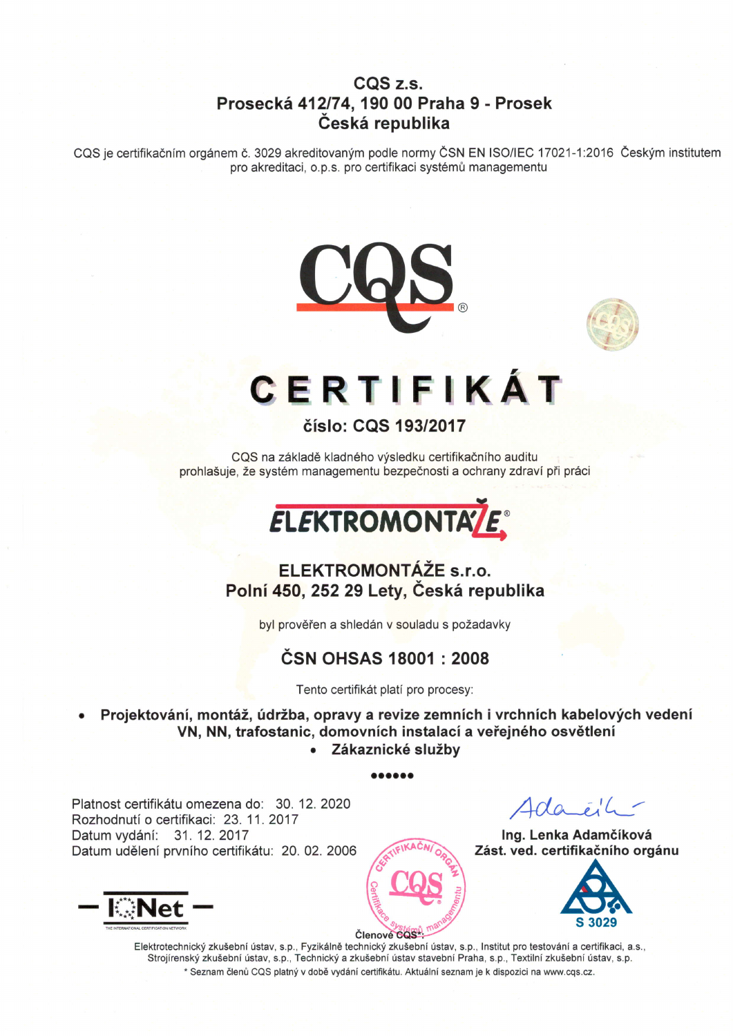**CQS z.s.**
**Prosecká 412/74, 190 00 Praha 9 - Prosek**
**Česká republika**

CQS je certifikačním orgánem č. 3029 akreditovaným podle normy ČSN EN ISO/IEC 17021-1:2016 Českým institutem pro akreditaci, o.p.s. pro certifikaci systémů managementu

CQS®

# CERTIFIKÁT

## číslo: CQS 193/2017

CQS na základě kladného výsledku certifikačního auditu prohlašuje, že systém managementu bezpečnosti a ochrany zdraví při práci

ELEKTROMONTÁŽE®

**ELEKTROMONTÁŽE s.r.o.**
**Polní 450, 252 29 Lety, Česká republika**

byl prověřen a shledán v souladu s požadavky

## ČSN OHSAS 18001 : 2008

Tento certifikát platí pro procesy:

- **Projektování, montáž, údržba, opravy a revize zemních i vrchních kabelových vedení VN, NN, trafostanic, domovních instalací a veřejného osvětlení**
- **Zákaznické služby**

••••••

Platnost certifikátu omezena do: 30. 12. 2020
Rozhodnutí o certifikaci: 23. 11. 2017
Datum vydání: 31. 12. 2017
Datum udělení prvního certifikátu: 20. 02. 2006

Ing. Lenka Adamčíková
Zást. ved. certifikačního orgánu

IQNet – THE INTERNATIONAL CERTIFICATION NETWORK

CERTIFIKAČNÍ ORGÁN CQS Certifikace systémů managementu

S 3029

Členové CQS*:
Elektrotechnický zkušební ústav, s.p., Fyzikálně technický zkušební ústav, s.p., Institut pro testování a certifikaci, a.s., Strojírenský zkušební ústav, s.p., Technický a zkušební ústav stavební Praha, s.p., Textilní zkušební ústav, s.p.

\* Seznam členů CQS platný v době vydání certifikátu. Aktuální seznam je k dispozici na www.cqs.cz.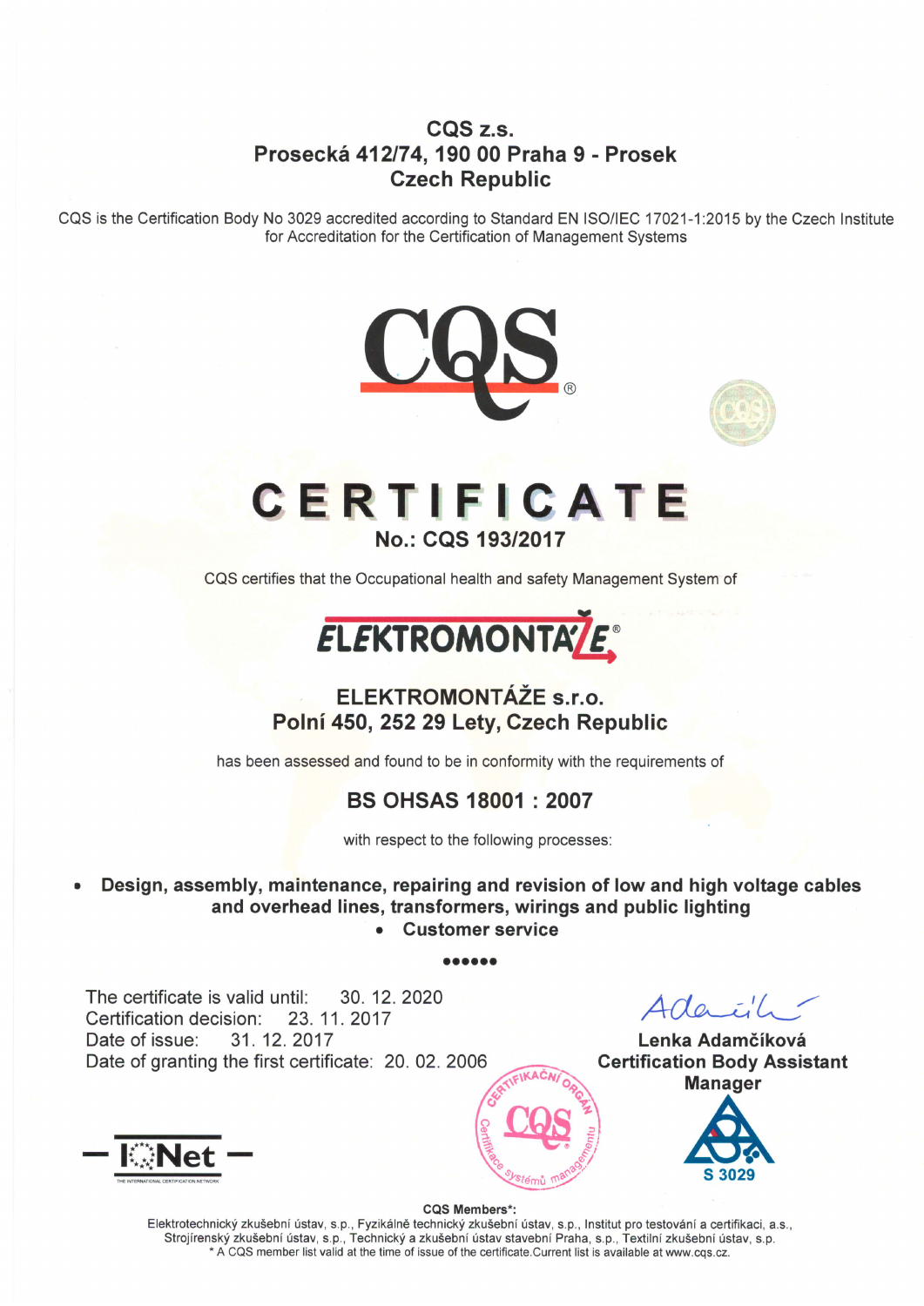**CQS z.s.**
**Prosecká 412/74, 190 00 Praha 9 - Prosek**
**Czech Republic**

CQS is the Certification Body No 3029 accredited according to Standard EN ISO/IEC 17021-1:2015 by the Czech Institute for Accreditation for the Certification of Management Systems

CQS®

# CERTIFICATE

## No.: CQS 193/2017

CQS certifies that the Occupational health and safety Management System of

ELEKTROMONTÁŽE®

**ELEKTROMONTÁŽE s.r.o.**
**Polní 450, 252 29 Lety, Czech Republic**

has been assessed and found to be in conformity with the requirements of

## BS OHSAS 18001 : 2007

with respect to the following processes:

- **Design, assembly, maintenance, repairing and revision of low and high voltage cables and overhead lines, transformers, wirings and public lighting**
- **Customer service**

••••••

The certificate is valid until: 30. 12. 2020
Certification decision: 23. 11. 2017
Date of issue: 31. 12. 2017
Date of granting the first certificate: 20. 02. 2006

Adamčík

**Lenka Adamčíková**
**Certification Body Assistant Manager**

IQNet
THE INTERNATIONAL CERTIFICATION NETWORK

CERTIFIKAČNÍ ORGÁN CQS Certifikace systémů managementu

S 3029

**CQS Members*:**
Elektrotechnický zkušební ústav, s.p., Fyzikálně technický zkušební ústav, s.p., Institut pro testování a certifikaci, a.s., Strojírenský zkušební ústav, s.p., Technický a zkušební ústav stavební Praha, s.p., Textilní zkušební ústav, s.p.
* A CQS member list valid at the time of issue of the certificate.Current list is available at www.cqs.cz.